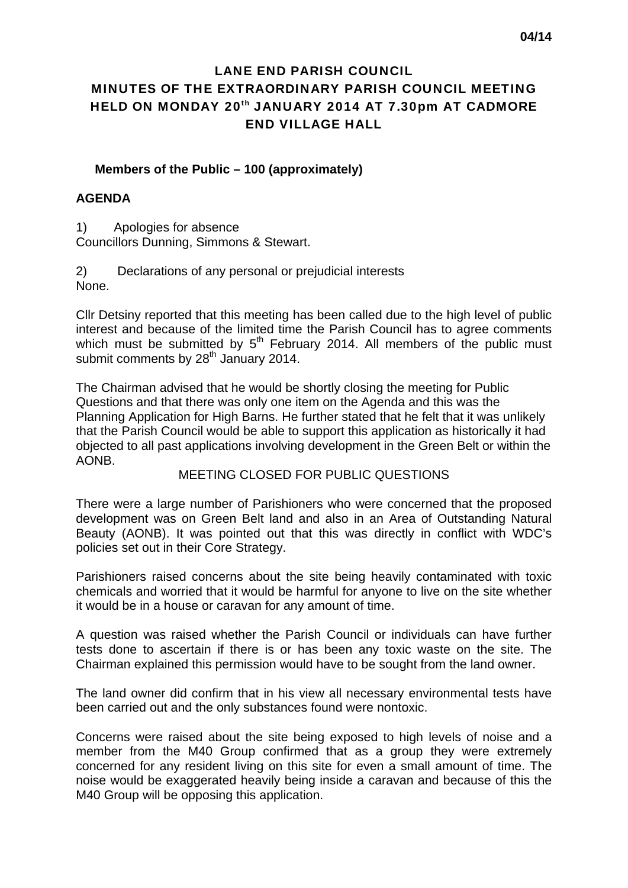04/14

# LANE END PARISH COUNCIL
# MINUTES OF THE EXTRAORDINARY PARISH COUNCIL MEETING HELD ON MONDAY 20th JANUARY 2014 AT 7.30pm AT CADMORE END VILLAGE HALL

**Members of the Public – 100 (approximately)**

**AGENDA**

1) Apologies for absence
Councillors Dunning, Simmons & Stewart.

2) Declarations of any personal or prejudicial interests
None.

Cllr Detsiny reported that this meeting has been called due to the high level of public interest and because of the limited time the Parish Council has to agree comments which must be submitted by 5th February 2014. All members of the public must submit comments by 28th January 2014.

The Chairman advised that he would be shortly closing the meeting for Public Questions and that there was only one item on the Agenda and this was the Planning Application for High Barns. He further stated that he felt that it was unlikely that the Parish Council would be able to support this application as historically it had objected to all past applications involving development in the Green Belt or within the AONB.

MEETING CLOSED FOR PUBLIC QUESTIONS

There were a large number of Parishioners who were concerned that the proposed development was on Green Belt land and also in an Area of Outstanding Natural Beauty (AONB). It was pointed out that this was directly in conflict with WDC's policies set out in their Core Strategy.

Parishioners raised concerns about the site being heavily contaminated with toxic chemicals and worried that it would be harmful for anyone to live on the site whether it would be in a house or caravan for any amount of time.

A question was raised whether the Parish Council or individuals can have further tests done to ascertain if there is or has been any toxic waste on the site. The Chairman explained this permission would have to be sought from the land owner.

The land owner did confirm that in his view all necessary environmental tests have been carried out and the only substances found were nontoxic.

Concerns were raised about the site being exposed to high levels of noise and a member from the M40 Group confirmed that as a group they were extremely concerned for any resident living on this site for even a small amount of time. The noise would be exaggerated heavily being inside a caravan and because of this the M40 Group will be opposing this application.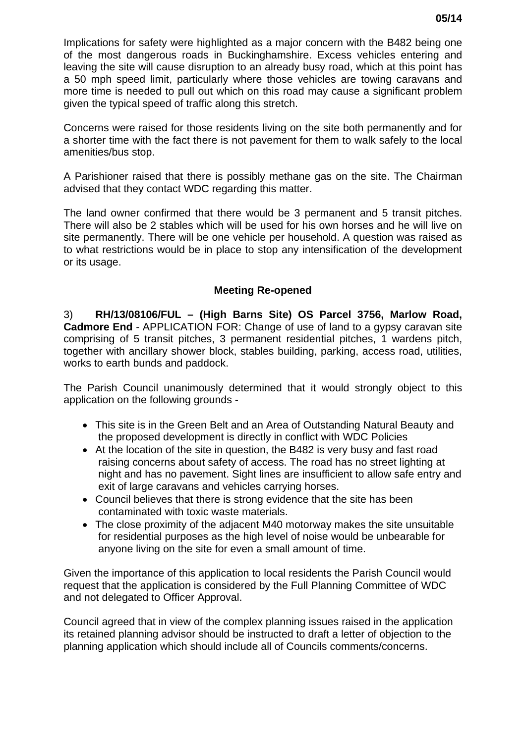Implications for safety were highlighted as a major concern with the B482 being one of the most dangerous roads in Buckinghamshire. Excess vehicles entering and leaving the site will cause disruption to an already busy road, which at this point has a 50 mph speed limit, particularly where those vehicles are towing caravans and more time is needed to pull out which on this road may cause a significant problem given the typical speed of traffic along this stretch.

Concerns were raised for those residents living on the site both permanently and for a shorter time with the fact there is not pavement for them to walk safely to the local amenities/bus stop.

A Parishioner raised that there is possibly methane gas on the site. The Chairman advised that they contact WDC regarding this matter.

The land owner confirmed that there would be 3 permanent and 5 transit pitches. There will also be 2 stables which will be used for his own horses and he will live on site permanently. There will be one vehicle per household. A question was raised as to what restrictions would be in place to stop any intensification of the development or its usage.

**Meeting Re-opened**

3) **RH/13/08106/FUL – (High Barns Site) OS Parcel 3756, Marlow Road, Cadmore End** - APPLICATION FOR: Change of use of land to a gypsy caravan site comprising of 5 transit pitches, 3 permanent residential pitches, 1 wardens pitch, together with ancillary shower block, stables building, parking, access road, utilities, works to earth bunds and paddock.

The Parish Council unanimously determined that it would strongly object to this application on the following grounds -

- This site is in the Green Belt and an Area of Outstanding Natural Beauty and the proposed development is directly in conflict with WDC Policies
- At the location of the site in question, the B482 is very busy and fast road raising concerns about safety of access. The road has no street lighting at night and has no pavement. Sight lines are insufficient to allow safe entry and exit of large caravans and vehicles carrying horses.
- Council believes that there is strong evidence that the site has been contaminated with toxic waste materials.
- The close proximity of the adjacent M40 motorway makes the site unsuitable for residential purposes as the high level of noise would be unbearable for anyone living on the site for even a small amount of time.

Given the importance of this application to local residents the Parish Council would request that the application is considered by the Full Planning Committee of WDC and not delegated to Officer Approval.

Council agreed that in view of the complex planning issues raised in the application its retained planning advisor should be instructed to draft a letter of objection to the planning application which should include all of Councils comments/concerns.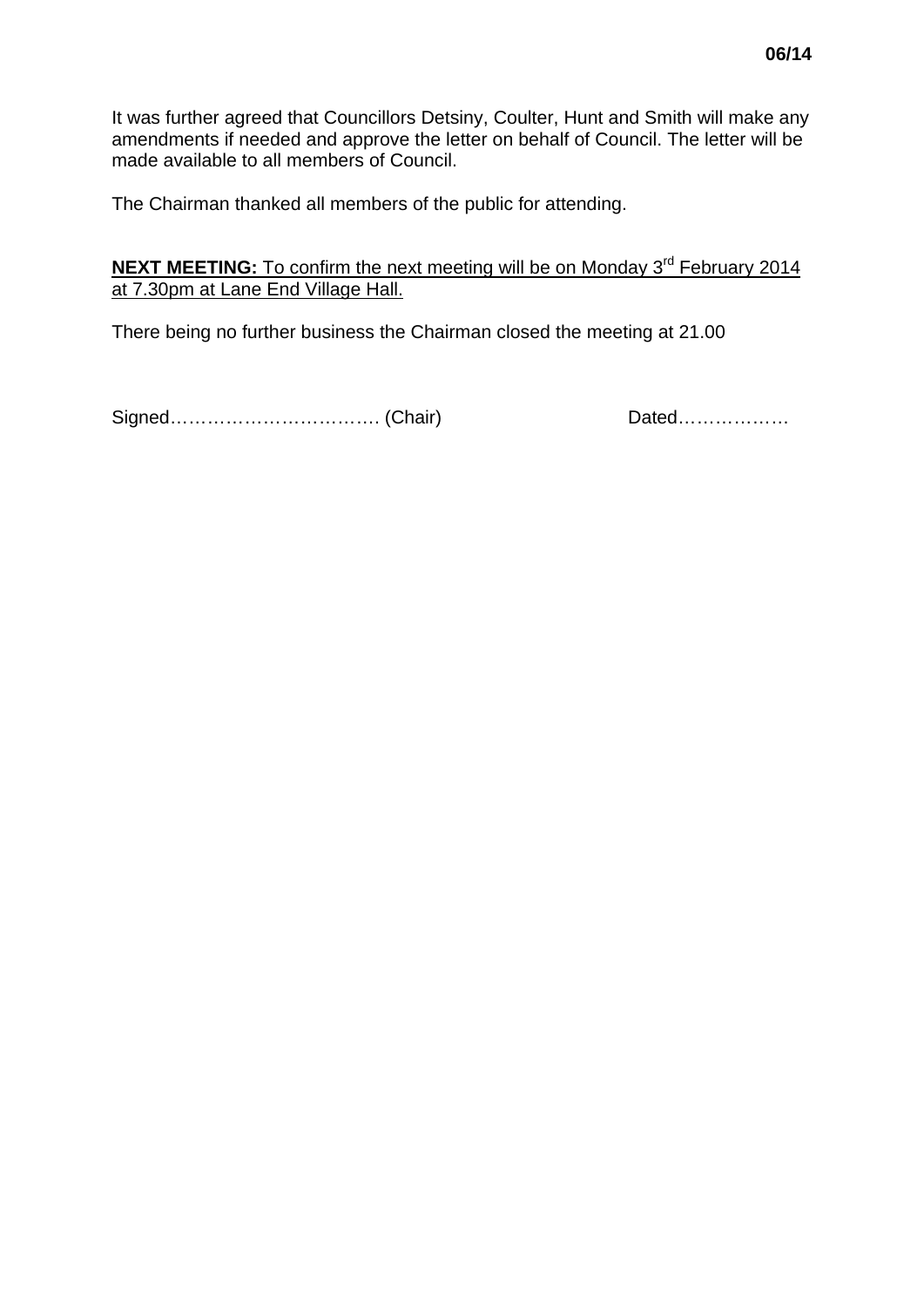It was further agreed that Councillors Detsiny, Coulter, Hunt and Smith will make any amendments if needed and approve the letter on behalf of Council. The letter will be made available to all members of Council.

The Chairman thanked all members of the public for attending.

**NEXT MEETING:** To confirm the next meeting will be on Monday 3rd February 2014 at 7.30pm at Lane End Village Hall.

There being no further business the Chairman closed the meeting at 21.00

Signed……………………………. (Chair) Dated………………